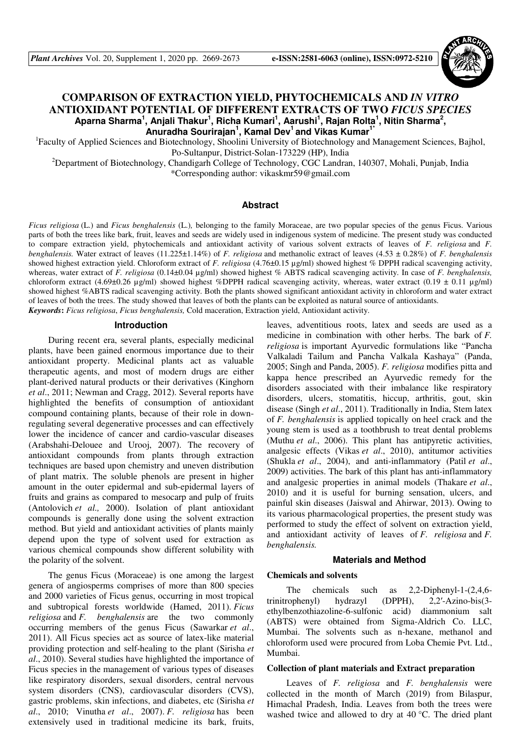# COMPARISON OF EXTRACTION YIELD, PHYTOCHEMICALS AND *IN VITRO* ANTIOXIDANT POTENTIAL OF DIFFERENT EXTRACTS OF TWO *FICUS SPECIES*

**Aparna Sharma[1], Anjali Thakur[1], Richa Kumari[1], Aarushi[1], Rajan Rolta[1], Nitin Sharma[2], Anuradha Sourirajan[1], Kamal Dev[1] and Vikas Kumar[1*]**

[1]Faculty of Applied Sciences and Biotechnology, Shoolini University of Biotechnology and Management Sciences, Bajhol, Po-Sultanpur, District-Solan-173229 (HP), India

[2]Department of Biotechnology, Chandigarh College of Technology, CGC Landran, 140307, Mohali, Punjab, India

*Corresponding author: vikaskmr59@gmail.com

## Abstract

*Ficus religiosa* (L.) and *Ficus benghalensis* (L.), belonging to the family Moraceae, are two popular species of the genus Ficus. Various parts of both the trees like bark, fruit, leaves and seeds are widely used in indigenous system of medicine. The present study was conducted to compare extraction yield, phytochemicals and antioxidant activity of various solvent extracts of leaves of *F. religiosa* and *F. benghalensis.* Water extract of leaves (11.225±1.14%) of *F. religiosa* and methanolic extract of leaves (4.53 ± 0.28%) of *F. benghalensis* showed highest extraction yield. Chloroform extract of *F. religiosa* (4.76±0.15 µg/ml) showed highest % DPPH radical scavenging activity, whereas, water extract of *F. religiosa* (0.14±0.04 µg/ml) showed highest % ABTS radical scavenging activity. In case of *F. benghalensis,* chloroform extract (4.69±0.26 µg/ml) showed highest %DPPH radical scavenging activity, whereas, water extract (0.19 ± 0.11 µg/ml) showed highest %ABTS radical scavenging activity. Both the plants showed significant antioxidant activity in chloroform and water extract of leaves of both the trees. The study showed that leaves of both the plants can be exploited as natural source of antioxidants.

***Keywords*:** *Ficus religiosa*, *Ficus benghalensis,* Cold maceration, Extraction yield, Antioxidant activity.

## Introduction

During recent era, several plants, especially medicinal plants, have been gained enormous importance due to their antioxidant property. Medicinal plants act as valuable therapeutic agents, and most of modern drugs are either plant-derived natural products or their derivatives (Kinghorn *et al*., 2011; Newman and Cragg, 2012). Several reports have highlighted the benefits of consumption of antioxidant compound containing plants, because of their role in down-regulating several degenerative processes and can effectively lower the incidence of cancer and cardio-vascular diseases (Arabshahi-Delouee and Urooj, 2007). The recovery of antioxidant compounds from plants through extraction techniques are based upon chemistry and uneven distribution of plant matrix. The soluble phenols are present in higher amount in the outer epidermal and sub-epidermal layers of fruits and grains as compared to mesocarp and pulp of fruits (Antolovich *et al.,* 2000). Isolation of plant antioxidant compounds is generally done using the solvent extraction method. But yield and antioxidant activities of plants mainly depend upon the type of solvent used for extraction as various chemical compounds show different solubility with the polarity of the solvent.

The genus Ficus (Moraceae) is one among the largest genera of angiosperms comprises of more than 800 species and 2000 varieties of Ficus genus, occurring in most tropical and subtropical forests worldwide (Hamed, 2011). *Ficus religiosa* and *F. benghalensis* are the two commonly occurring members of the genus Ficus (Sawarkar *et al*., 2011). All Ficus species act as source of latex-like material providing protection and self-healing to the plant (Sirisha *et al*., 2010). Several studies have highlighted the importance of Ficus species in the management of various types of diseases like respiratory disorders, sexual disorders, central nervous system disorders (CNS), cardiovascular disorders (CVS), gastric problems, skin infections, and diabetes, etc (Sirisha *et al*., 2010; Vinutha *et al*., 2007). *F. religiosa* has been extensively used in traditional medicine its bark, fruits, leaves, adventitious roots, latex and seeds are used as a medicine in combination with other herbs. The bark of *F. religiosa* is important Ayurvedic formulations like "Pancha Valkaladi Tailum and Pancha Valkala Kashaya" (Panda, 2005; Singh and Panda, 2005). *F. religiosa* modifies pitta and kappa hence prescribed an Ayurvedic remedy for the disorders associated with their imbalance like respiratory disorders, ulcers, stomatitis, hiccup, arthritis, gout, skin disease (Singh *et al*., 2011). Traditionally in India, Stem latex of *F. benghalensis* is applied topically on heel crack and the young stem is used as a toothbrush to treat dental problems (Muthu *et al*., 2006). This plant has antipyretic activities, analgesic effects (Vikas *et al*., 2010), antitumor activities (Shukla *et al*., 2004), and anti-inflammatory (Patil *et al*., 2009) activities. The bark of this plant has anti-inflammatory and analgesic properties in animal models (Thakare *et al*., 2010) and it is useful for burning sensation, ulcers, and painful skin diseases (Jaiswal and Ahirwar, 2013). Owing to its various pharmacological properties, the present study was performed to study the effect of solvent on extraction yield, and antioxidant activity of leaves of *F. religiosa* and *F. benghalensis.*

## Materials and Method

### Chemicals and solvents

The chemicals such as 2,2-Diphenyl-1-(2,4,6-trinitrophenyl) hydrazyl (DPPH), 2,2′-Azino-bis(3-ethylbenzothiazoline-6-sulfonic acid) diammonium salt (ABTS) were obtained from Sigma-Aldrich Co. LLC, Mumbai. The solvents such as n-hexane, methanol and chloroform used were procured from Loba Chemie Pvt. Ltd., Mumbai.

### Collection of plant materials and Extract preparation

Leaves of *F. religiosa* and *F. benghalensis* were collected in the month of March (2019) from Bilaspur, Himachal Pradesh, India. Leaves from both the trees were washed twice and allowed to dry at 40 °C. The dried plant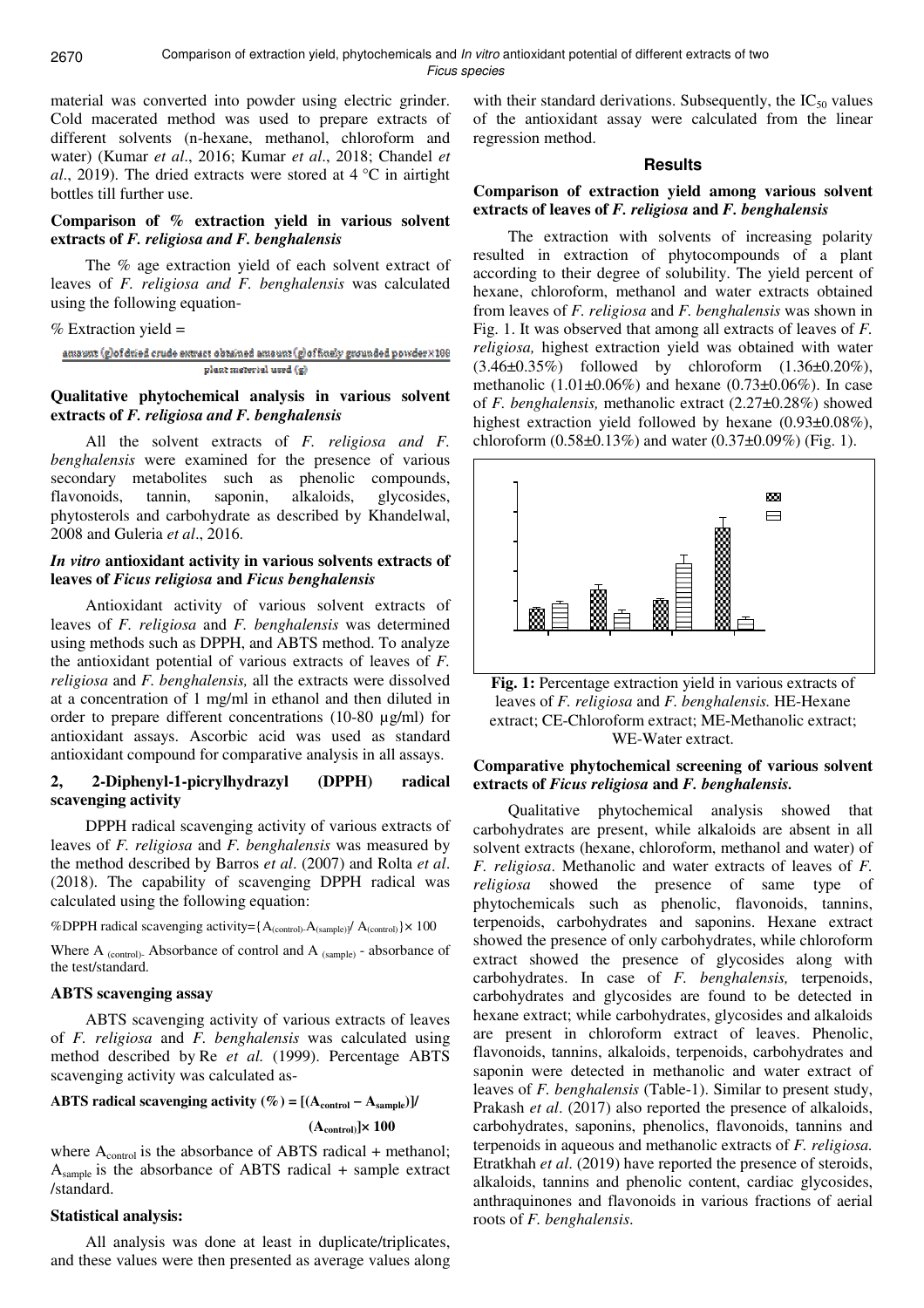material was converted into powder using electric grinder. Cold macerated method was used to prepare extracts of different solvents (n-hexane, methanol, chloroform and water) (Kumar *et al*., 2016; Kumar *et al*., 2018; Chandel *et al*., 2019). The dried extracts were stored at 4 °C in airtight bottles till further use.

### Comparison of % extraction yield in various solvent extracts of *F. religiosa and F. benghalensis*

The % age extraction yield of each solvent extract of leaves of *F. religiosa and F. benghalensis* was calculated using the following equation-

% Extraction yield =

$$\frac{\text{amount (g) of dried crude extract obtained amount (g) of finely grounded powder} \times 100}{\text{plant material used (g)}}$$

### Qualitative phytochemical analysis in various solvent extracts of *F. religiosa and F. benghalensis*

All the solvent extracts of *F. religiosa and F. benghalensis* were examined for the presence of various secondary metabolites such as phenolic compounds, flavonoids, tannin, saponin, alkaloids, glycosides, phytosterols and carbohydrate as described by Khandelwal, 2008 and Guleria *et al*., 2016.

### *In vitro* antioxidant activity in various solvents extracts of leaves of *Ficus religiosa* and *Ficus benghalensis*

Antioxidant activity of various solvent extracts of leaves of *F. religiosa* and *F. benghalensis* was determined using methods such as DPPH, and ABTS method. To analyze the antioxidant potential of various extracts of leaves of *F. religiosa* and *F. benghalensis,* all the extracts were dissolved at a concentration of 1 mg/ml in ethanol and then diluted in order to prepare different concentrations (10-80 µg/ml) for antioxidant assays. Ascorbic acid was used as standard antioxidant compound for comparative analysis in all assays.

### 2, 2-Diphenyl-1-picrylhydrazyl (DPPH) radical scavenging activity

DPPH radical scavenging activity of various extracts of leaves of *F. religiosa* and *F. benghalensis* was measured by the method described by Barros *et al*. (2007) and Rolta *et al*. (2018). The capability of scavenging DPPH radical was calculated using the following equation:

$$\%\text{DPPH radical scavenging activity} = \{A_{(control)} - A_{(sample)} / A_{(control)}\} \times 100$$

Where $A_{(control)}$ - Absorbance of control and $A_{(sample)}$ - absorbance of the test/standard.

### ABTS scavenging assay

ABTS scavenging activity of various extracts of leaves of *F. religiosa* and *F. benghalensis* was calculated using method described by Re *et al.* (1999). Percentage ABTS scavenging activity was calculated as-

$$\textbf{ABTS radical scavenging activity (\%)} = [(A_{control} - A_{sample})] / (A_{control})] \times 100$$

where $A_{control}$ is the absorbance of ABTS radical + methanol; $A_{sample}$ is the absorbance of ABTS radical + sample extract /standard.

### Statistical analysis:

All analysis was done at least in duplicate/triplicates, and these values were then presented as average values along with their standard derivations. Subsequently, the $IC_{50}$ values of the antioxidant assay were calculated from the linear regression method.

## Results

### Comparison of extraction yield among various solvent extracts of leaves of *F. religiosa* and *F. benghalensis*

The extraction with solvents of increasing polarity resulted in extraction of phytocompounds of a plant according to their degree of solubility. The yield percent of hexane, chloroform, methanol and water extracts obtained from leaves of *F. religiosa* and *F. benghalensis* was shown in Fig. 1. It was observed that among all extracts of leaves of *F. religiosa,* highest extraction yield was obtained with water (3.46±0.35%) followed by chloroform (1.36±0.20%), methanolic (1.01±0.06%) and hexane (0.73±0.06%). In case of *F. benghalensis,* methanolic extract (2.27±0.28%) showed highest extraction yield followed by hexane (0.93±0.08%), chloroform (0.58±0.13%) and water (0.37±0.09%) (Fig. 1).

**Fig. 1:** Percentage extraction yield in various extracts of leaves of *F. religiosa* and *F. benghalensis.* HE-Hexane extract; CE-Chloroform extract; ME-Methanolic extract; WE-Water extract.

### Comparative phytochemical screening of various solvent extracts of *Ficus religiosa* and *F. benghalensis.*

Qualitative phytochemical analysis showed that carbohydrates are present, while alkaloids are absent in all solvent extracts (hexane, chloroform, methanol and water) of *F. religiosa*. Methanolic and water extracts of leaves of *F. religiosa* showed the presence of same type of phytochemicals such as phenolic, flavonoids, tannins, terpenoids, carbohydrates and saponins. Hexane extract showed the presence of only carbohydrates, while chloroform extract showed the presence of glycosides along with carbohydrates. In case of *F. benghalensis,* terpenoids, carbohydrates and glycosides are found to be detected in hexane extract; while carbohydrates, glycosides and alkaloids are present in chloroform extract of leaves. Phenolic, flavonoids, tannins, alkaloids, terpenoids, carbohydrates and saponin were detected in methanolic and water extract of leaves of *F. benghalensis* (Table-1). Similar to present study, Prakash *et al*. (2017) also reported the presence of alkaloids, carbohydrates, saponins, phenolics, flavonoids, tannins and terpenoids in aqueous and methanolic extracts of *F. religiosa.* Etratkhah *et al*. (2019) have reported the presence of steroids, alkaloids, tannins and phenolic content, cardiac glycosides, anthraquinones and flavonoids in various fractions of aerial roots of *F. benghalensis*.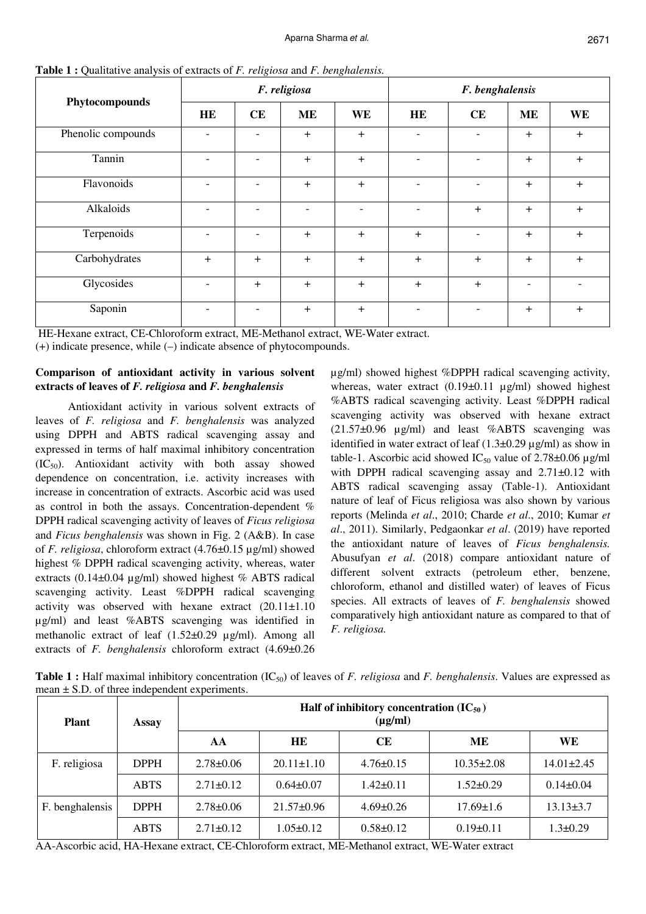**Table 1 :** Qualitative analysis of extracts of *F. religiosa* and *F. benghalensis.*

| Phytocompounds | *F. religiosa* | | | | *F. benghalensis* | | | |
|---|---|---|---|---|---|---|---|---|
| | HE | CE | ME | WE | HE | CE | ME | WE |
| Phenolic compounds | - | - | + | + | - | - | + | + |
| Tannin | - | - | + | + | - | - | + | + |
| Flavonoids | - | - | + | + | - | - | + | + |
| Alkaloids | - | - | - | - | - | + | + | + |
| Terpenoids | - | - | + | + | + | - | + | + |
| Carbohydrates | + | + | + | + | + | + | + | + |
| Glycosides | - | + | + | + | + | + | - | - |
| Saponin | - | - | + | + | - | - | + | + |

HE-Hexane extract, CE-Chloroform extract, ME-Methanol extract, WE-Water extract.
(+) indicate presence, while (–) indicate absence of phytocompounds.

### Comparison of antioxidant activity in various solvent extracts of leaves of *F. religiosa* and *F. benghalensis*

Antioxidant activity in various solvent extracts of leaves of *F. religiosa* and *F. benghalensis* was analyzed using DPPH and ABTS radical scavenging assay and expressed in terms of half maximal inhibitory concentration ($IC_{50}$). Antioxidant activity with both assay showed dependence on concentration, i.e. activity increases with increase in concentration of extracts. Ascorbic acid was used as control in both the assays. Concentration-dependent % DPPH radical scavenging activity of leaves of *Ficus religiosa* and *Ficus benghalensis* was shown in Fig. 2 (A&B). In case of *F. religiosa*, chloroform extract (4.76±0.15 µg/ml) showed highest % DPPH radical scavenging activity, whereas, water extracts (0.14±0.04 µg/ml) showed highest % ABTS radical scavenging activity. Least %DPPH radical scavenging activity was observed with hexane extract (20.11±1.10 µg/ml) and least %ABTS scavenging was identified in methanolic extract of leaf (1.52±0.29 µg/ml). Among all extracts of *F. benghalensis* chloroform extract (4.69±0.26 µg/ml) showed highest %DPPH radical scavenging activity, whereas, water extract (0.19±0.11 µg/ml) showed highest %ABTS radical scavenging activity. Least %DPPH radical scavenging activity was observed with hexane extract (21.57±0.96 µg/ml) and least %ABTS scavenging was identified in water extract of leaf (1.3±0.29 µg/ml) as show in table-1. Ascorbic acid showed $IC_{50}$ value of 2.78±0.06 µg/ml with DPPH radical scavenging assay and 2.71±0.12 with ABTS radical scavenging assay (Table-1). Antioxidant nature of leaf of Ficus religiosa was also shown by various reports (Melinda *et al*., 2010; Charde *et al*., 2010; Kumar *et al*., 2011). Similarly, Pedgaonkar *et al*. (2019) have reported the antioxidant nature of leaves of *Ficus benghalensis.* Abusufyan *et al*. (2018) compare antioxidant nature of different solvent extracts (petroleum ether, benzene, chloroform, ethanol and distilled water) of leaves of Ficus species. All extracts of leaves of *F. benghalensis* showed comparatively high antioxidant nature as compared to that of *F. religiosa.*

**Table 1 :** Half maximal inhibitory concentration ($IC_{50}$) of leaves of *F. religiosa* and *F. benghalensis*. Values are expressed as mean ± S.D. of three independent experiments.

| Plant | Assay | Half of inhibitory concentration ($IC_{50}$) (µg/ml) | | | | |
|---|---|---|---|---|---|---|
| | | AA | HE | CE | ME | WE |
| F. religiosa | DPPH | 2.78±0.06 | 20.11±1.10 | 4.76±0.15 | 10.35±2.08 | 14.01±2.45 |
| | ABTS | 2.71±0.12 | 0.64±0.07 | 1.42±0.11 | 1.52±0.29 | 0.14±0.04 |
| F. benghalensis | DPPH | 2.78±0.06 | 21.57±0.96 | 4.69±0.26 | 17.69±1.6 | 13.13±3.7 |
| | ABTS | 2.71±0.12 | 1.05±0.12 | 0.58±0.12 | 0.19±0.11 | 1.3±0.29 |

AA-Ascorbic acid, HA-Hexane extract, CE-Chloroform extract, ME-Methanol extract, WE-Water extract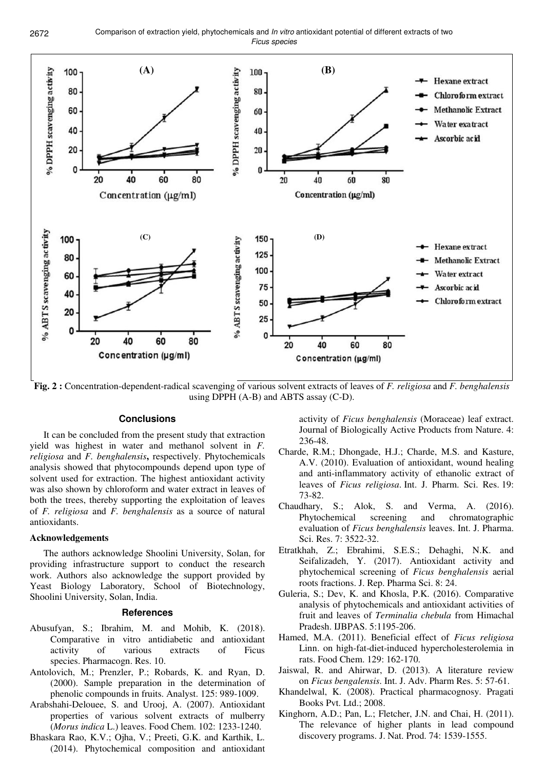**Fig. 2 :** Concentration-dependent-radical scavenging of various solvent extracts of leaves of *F. religiosa* and *F. benghalensis* using DPPH (A-B) and ABTS assay (C-D).

## Conclusions

It can be concluded from the present study that extraction yield was highest in water and methanol solvent in *F. religiosa* and *F. benghalensis***,** respectively. Phytochemicals analysis showed that phytocompounds depend upon type of solvent used for extraction. The highest antioxidant activity was also shown by chloroform and water extract in leaves of both the trees, thereby supporting the exploitation of leaves of *F. religiosa* and *F. benghalensis* as a source of natural antioxidants.

### Acknowledgements

The authors acknowledge Shoolini University, Solan, for providing infrastructure support to conduct the research work. Authors also acknowledge the support provided by Yeast Biology Laboratory, School of Biotechnology, Shoolini University, Solan, India.

## References

Abusufyan, S.; Ibrahim, M. and Mohib, K. (2018). Comparative in vitro antidiabetic and antioxidant activity of various extracts of Ficus species. Pharmacogn. Res. 10.

Antolovich, M.; Prenzler, P.; Robards, K. and Ryan, D. (2000). Sample preparation in the determination of phenolic compounds in fruits. Analyst. 125: 989-1009.

Arabshahi-Delouee, S. and Urooj, A. (2007). Antioxidant properties of various solvent extracts of mulberry (*Morus indica* L.) leaves. Food Chem. 102: 1233-1240.

Bhaskara Rao, K.V.; Ojha, V.; Preeti, G.K. and Karthik, L. (2014). Phytochemical composition and antioxidant activity of *Ficus benghalensis* (Moraceae) leaf extract. Journal of Biologically Active Products from Nature. 4: 236-48.

Charde, R.M.; Dhongade, H.J.; Charde, M.S. and Kasture, A.V. (2010). Evaluation of antioxidant, wound healing and anti-inflammatory activity of ethanolic extract of leaves of *Ficus religiosa*. Int. J. Pharm. Sci. Res. 19: 73-82.

Chaudhary, S.; Alok, S. and Verma, A. (2016). Phytochemical screening and chromatographic evaluation of *Ficus benghalensis* leaves. Int. J. Pharma. Sci. Res. 7: 3522-32.

Etratkhah, Z.; Ebrahimi, S.E.S.; Dehaghi, N.K. and Seifalizadeh, Y. (2017). Antioxidant activity and phytochemical screening of *Ficus benghalensis* aerial roots fractions. J. Rep. Pharma Sci. 8: 24.

Guleria, S.; Dev, K. and Khosla, P.K. (2016). Comparative analysis of phytochemicals and antioxidant activities of fruit and leaves of *Terminalia chebula* from Himachal Pradesh. IJBPAS. 5:1195-206.

Hamed, M.A. (2011). Beneficial effect of *Ficus religiosa* Linn. on high-fat-diet-induced hypercholesterolemia in rats. Food Chem. 129: 162-170.

Jaiswal, R. and Ahirwar, D. (2013). A literature review on *Ficus bengalensis*. Int. J. Adv. Pharm Res. 5: 57-61.

Khandelwal, K. (2008). Practical pharmacognosy. Pragati Books Pvt. Ltd.; 2008.

Kinghorn, A.D.; Pan, L.; Fletcher, J.N. and Chai, H. (2011). The relevance of higher plants in lead compound discovery programs. J. Nat. Prod. 74: 1539-1555.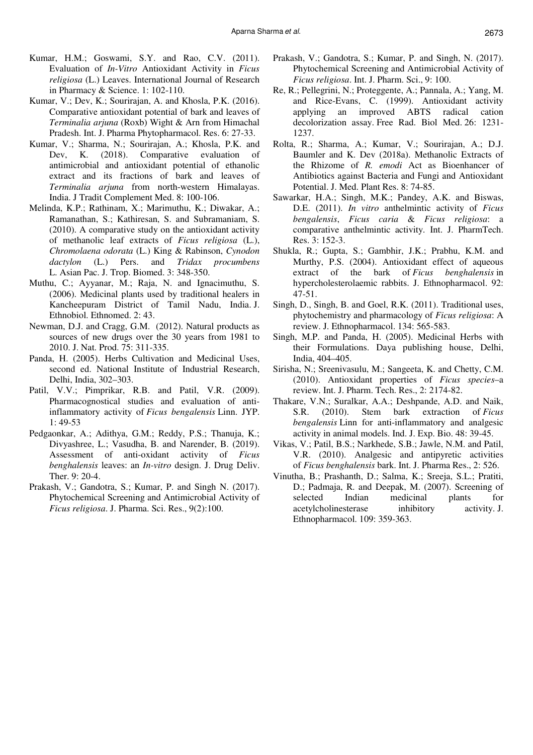Kumar, H.M.; Goswami, S.Y. and Rao, C.V. (2011). Evaluation of *In-Vitro* Antioxidant Activity in *Ficus religiosa* (L.) Leaves. International Journal of Research in Pharmacy & Science. 1: 102-110.

Kumar, V.; Dev, K.; Sourirajan, A. and Khosla, P.K. (2016). Comparative antioxidant potential of bark and leaves of *Terminalia arjuna* (Roxb) Wight & Arn from Himachal Pradesh. Int. J. Pharma Phytopharmacol. Res. 6: 27-33.

Kumar, V.; Sharma, N.; Sourirajan, A.; Khosla, P.K. and Dev, K. (2018). Comparative evaluation of antimicrobial and antioxidant potential of ethanolic extract and its fractions of bark and leaves of *Terminalia arjuna* from north-western Himalayas. India. J Tradit Complement Med. 8: 100-106.

Melinda, K.P.; Rathinam, X.; Marimuthu, K.; Diwakar, A.; Ramanathan, S.; Kathiresan, S. and Subramaniam, S. (2010). A comparative study on the antioxidant activity of methanolic leaf extracts of *Ficus religiosa* (L.), *Chromolaena odorata* (L.) King & Rabinson, *Cynodon dactylon* (L.) Pers. and *Tridax procumbens* L. Asian Pac. J. Trop. Biomed. 3: 348-350.

Muthu, C.; Ayyanar, M.; Raja, N. and Ignacimuthu, S. (2006). Medicinal plants used by traditional healers in Kancheepuram District of Tamil Nadu, India. J. Ethnobiol. Ethnomed. 2: 43.

Newman, D.J. and Cragg, G.M. (2012). Natural products as sources of new drugs over the 30 years from 1981 to 2010. J. Nat. Prod. 75: 311-335.

Panda, H. (2005). Herbs Cultivation and Medicinal Uses, second ed. National Institute of Industrial Research, Delhi, India, 302–303.

Patil, V.V.; Pimprikar, R.B. and Patil, V.R. (2009). Pharmacognostical studies and evaluation of anti-inflammatory activity of *Ficus bengalensis* Linn. JYP. 1: 49-53

Pedgaonkar, A.; Adithya, G.M.; Reddy, P.S.; Thanuja, K.; Divyashree, L.; Vasudha, B. and Narender, B. (2019). Assessment of anti-oxidant activity of *Ficus benghalensis* leaves: an *In-vitro* design. J. Drug Deliv. Ther. 9: 20-4.

Prakash, V.; Gandotra, S.; Kumar, P. and Singh N. (2017). Phytochemical Screening and Antimicrobial Activity of *Ficus religiosa*. J. Pharma. Sci. Res., 9(2):100.

Prakash, V.; Gandotra, S.; Kumar, P. and Singh, N. (2017). Phytochemical Screening and Antimicrobial Activity of *Ficus religiosa*. Int. J. Pharm. Sci., 9: 100.

Re, R.; Pellegrini, N.; Proteggente, A.; Pannala, A.; Yang, M. and Rice-Evans, C. (1999). Antioxidant activity applying an improved ABTS radical cation decolorization assay. Free Rad. Biol Med. 26: 1231-1237.

Rolta, R.; Sharma, A.; Kumar, V.; Sourirajan, A.; D.J. Baumler and K. Dev (2018a). Methanolic Extracts of the Rhizome of *R. emodi* Act as Bioenhancer of Antibiotics against Bacteria and Fungi and Antioxidant Potential. J. Med. Plant Res. 8: 74-85.

Sawarkar, H.A.; Singh, M.K.; Pandey, A.K. and Biswas, D.E. (2011). *In vitro* anthelmintic activity of *Ficus bengalensis*, *Ficus caria* & *Ficus religiosa*: a comparative anthelmintic activity. Int. J. PharmTech. Res. 3: 152-3.

Shukla, R.; Gupta, S.; Gambhir, J.K.; Prabhu, K.M. and Murthy, P.S. (2004). Antioxidant effect of aqueous extract of the bark of *Ficus benghalensis* in hypercholesterolaemic rabbits. J. Ethnopharmacol. 92: 47-51.

Singh, D., Singh, B. and Goel, R.K. (2011). Traditional uses, phytochemistry and pharmacology of *Ficus religiosa*: A review. J. Ethnopharmacol. 134: 565-583.

Singh, M.P. and Panda, H. (2005). Medicinal Herbs with their Formulations. Daya publishing house, Delhi, India, 404–405.

Sirisha, N.; Sreenivasulu, M.; Sangeeta, K. and Chetty, C.M. (2010). Antioxidant properties of *Ficus species*–a review. Int. J. Pharm. Tech. Res., 2: 2174-82.

Thakare, V.N.; Suralkar, A.A.; Deshpande, A.D. and Naik, S.R. (2010). Stem bark extraction of *Ficus bengalensis* Linn for anti-inflammatory and analgesic activity in animal models. Ind. J. Exp. Bio. 48: 39-45.

Vikas, V.; Patil, B.S.; Narkhede, S.B.; Jawle, N.M. and Patil, V.R. (2010). Analgesic and antipyretic activities of *Ficus benghalensis* bark. Int. J. Pharma Res., 2: 526.

Vinutha, B.; Prashanth, D.; Salma, K.; Sreeja, S.L.; Pratiti, D.; Padmaja, R. and Deepak, M. (2007). Screening of selected Indian medicinal plants for acetylcholinesterase inhibitory activity. J. Ethnopharmacol. 109: 359-363.